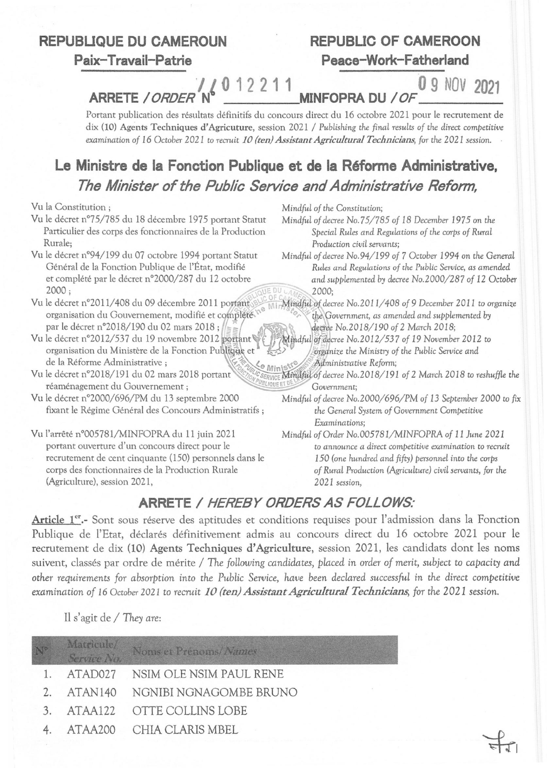**REPUBLIQUE DU CAMEROUN**
**Paix-Travail-Patrie**

**REPUBLIC OF CAMEROON**
**Peace-Work-Fatherland**

**ARRETE / *ORDER* N° 00012211 MINFOPRA DU / *OF* 09 NOV 2021**

Portant publication des résultats définitifs du concours direct du 16 octobre 2021 pour le recrutement de dix (10) **Agents Techniques d'Agriculture**, session 2021 / *Publishing the final results of the direct competitive examination of 16 October 2021 to recruit 10 (ten) **Assistant Agricultural Technicians**, for the 2021 session.*

## Le Ministre de la Fonction Publique et de la Réforme Administrative,
## *The Minister of the Public Service and Administrative Reform,*

Vu la Constitution ;

Vu le décret n°75/785 du 18 décembre 1975 portant Statut Particulier des corps des fonctionnaires de la Production Rurale;

Vu le décret n°94/199 du 07 octobre 1994 portant Statut Général de la Fonction Publique de l'État, modifié et complété par le décret n°2000/287 du 12 octobre 2000 ;

Vu le décret n°2011/408 du 09 décembre 2011 portant organisation du Gouvernement, modifié et complété par le décret n°2018/190 du 02 mars 2018 ;

Vu le décret n°2012/537 du 19 novembre 2012 portant organisation du Ministère de la Fonction Publique et de la Réforme Administrative ;

Vu le décret n°2018/191 du 02 mars 2018 portant réaménagement du Gouvernement ;

Vu le décret n°2000/696/PM du 13 septembre 2000 fixant le Régime Général des Concours Administratifs ;

Vu l'arrêté n°005781/MINFOPRA du 11 juin 2021 portant ouverture d'un concours direct pour le recrutement de cent cinquante (150) personnels dans le corps des fonctionnaires de la Production Rurale (Agriculture), session 2021,

*Mindful of the Constitution;*

*Mindful of decree No.75/785 of 18 December 1975 on the Special Rules and Regulations of the corps of Rural Production civil servants;*

*Mindful of decree No.94/199 of 7 October 1994 on the General Rules and Regulations of the Public Service, as amended and supplemented by decree No.2000/287 of 12 October 2000;*

*Mindful of decree No.2011/408 of 9 December 2011 to organize the Government, as amended and supplemented by decree No.2018/190 of 2 March 2018;*

*Mindful of decree No.2012/537 of 19 November 2012 to organize the Ministry of the Public Service and Administrative Reform;*

*Mindful of decree No.2018/191 of 2 March 2018 to reshuffle the Government;*

*Mindful of decree No.2000/696/PM of 13 September 2000 to fix the General System of Government Competitive Examinations;*

*Mindful of Order No.005781/MINFOPRA of 11 June 2021 to announce a direct competitive examination to recruit 150 (one hundred and fifty) personnel into the corps of Rural Production (Agriculture) civil servants, for the 2021 session,*

## ARRETE / *HEREBY ORDERS AS FOLLOWS:*

**Article 1er.-** Sont sous réserve des aptitudes et conditions requises pour l'admission dans la Fonction Publique de l'Etat, déclarés définitivement admis au concours direct du 16 octobre 2021 pour le recrutement de dix (10) **Agents Techniques d'Agriculture**, session 2021, les candidats dont les noms suivent, classés par ordre de mérite / *The following candidates, placed in order of merit, subject to capacity and other requirements for absorption into the Public Service, have been declared successful in the direct competitive examination of 16 October 2021 to recruit **10 (ten) Assistant Agricultural Technicians**, for the 2021 session.*

Il s'agit de / *They are:*

| N° | Matricule/ *Service No.* | Noms et Prénoms/ *Names* |
|---|---|---|
| 1. | ATAD027 | NSIM OLE NSIM PAUL RENE |
| 2. | ATAN140 | NGNIBI NGNAGOMBE BRUNO |
| 3. | ATAA122 | OTTE COLLINS LOBE |
| 4. | ATAA200 | CHIA CLARIS MBEL |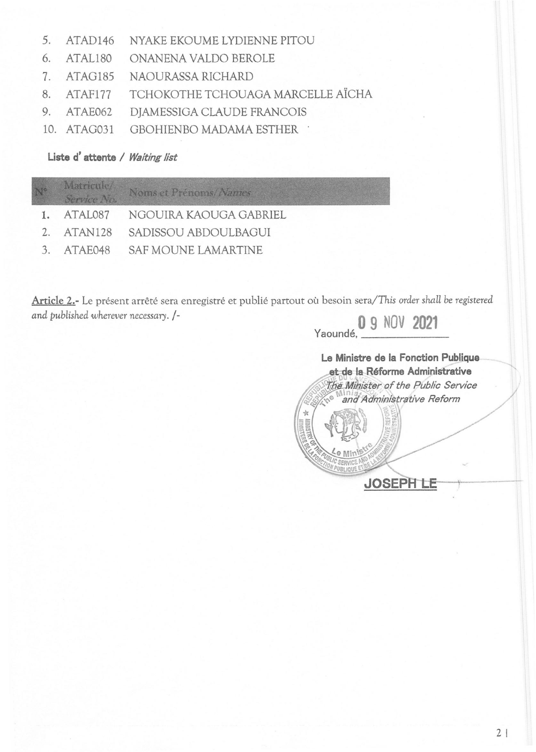5. ATAD146 NYAKE EKOUME LYDIENNE PITOU
6. ATAL180 ONANENA VALDO BEROLE
7. ATAG185 NAOURASSA RICHARD
8. ATAF177 TCHOKOTHE TCHOUAGA MARCELLE AÏCHA
9. ATAE062 DJAMESSIGA CLAUDE FRANCOIS
10. ATAG031 GBOHIENBO MADAMA ESTHER

**Liste d' attente /** ***Waiting list***

| N° | Matricule/ *Service No.* | Noms et Prénoms/ *Names* |
|---|---|---|
| 1. | ATAL087 | NGOUIRA KAOUGA GABRIEL |
| 2. | ATAN128 | SADISSOU ABDOULBAGUI |
| 3. | ATAE048 | SAF MOUNE LAMARTINE |

Article 2.- Le présent arrêté sera enregistré et publié partout où besoin sera/*This order shall be registered and published wherever necessary.* /-

Yaoundé, 09 NOV 2021

**Le Ministre de la Fonction Publique et de la Réforme Administrative**
*The Minister of the Public Service and Administrative Reform*

**JOSEPH LE**